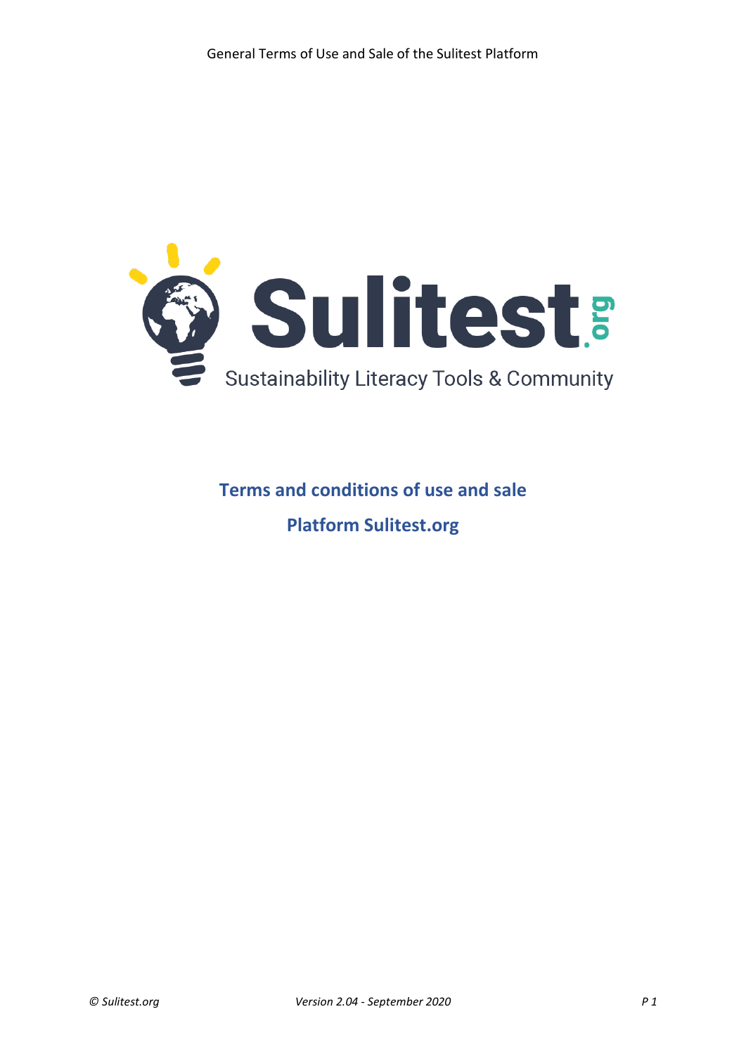Sulitest.org

Sustainability Literacy Tools & Community

# Terms and conditions of use and sale

# Platform Sulitest.org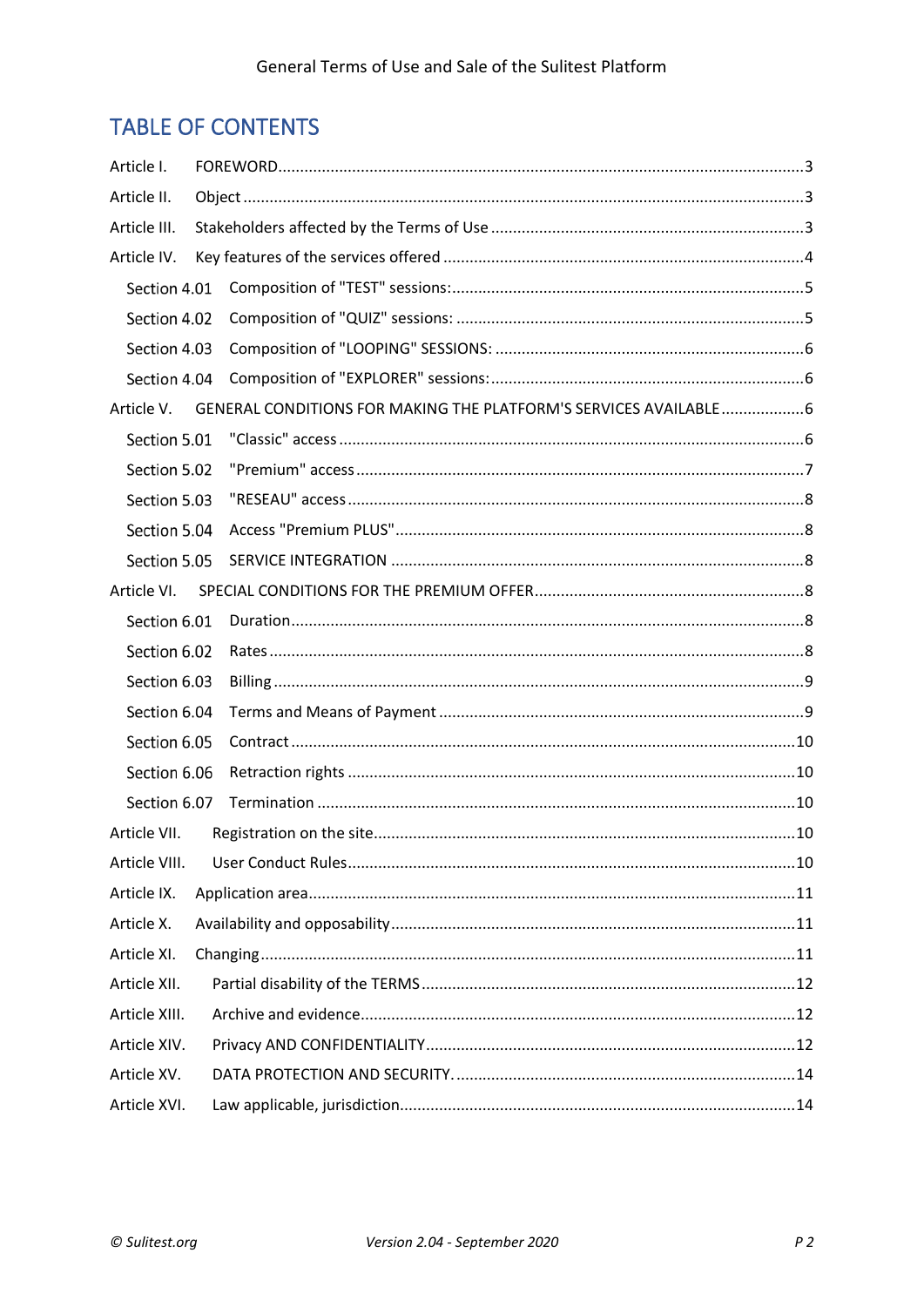# TABLE OF CONTENTS

- Article I. FOREWORD ... 3
- Article II. Object ... 3
- Article III. Stakeholders affected by the Terms of Use ... 3
- Article IV. Key features of the services offered ... 4
  - Section 4.01 Composition of "TEST" sessions: ... 5
  - Section 4.02 Composition of "QUIZ" sessions: ... 5
  - Section 4.03 Composition of "LOOPING" SESSIONS: ... 6
  - Section 4.04 Composition of "EXPLORER" sessions: ... 6
- Article V. GENERAL CONDITIONS FOR MAKING THE PLATFORM'S SERVICES AVAILABLE ... 6
  - Section 5.01 "Classic" access ... 6
  - Section 5.02 "Premium" access ... 7
  - Section 5.03 "RESEAU" access ... 8
  - Section 5.04 Access "Premium PLUS" ... 8
  - Section 5.05 SERVICE INTEGRATION ... 8
- Article VI. SPECIAL CONDITIONS FOR THE PREMIUM OFFER ... 8
  - Section 6.01 Duration ... 8
  - Section 6.02 Rates ... 8
  - Section 6.03 Billing ... 9
  - Section 6.04 Terms and Means of Payment ... 9
  - Section 6.05 Contract ... 10
  - Section 6.06 Retraction rights ... 10
  - Section 6.07 Termination ... 10
- Article VII. Registration on the site ... 10
- Article VIII. User Conduct Rules ... 10
- Article IX. Application area ... 11
- Article X. Availability and opposability ... 11
- Article XI. Changing ... 11
- Article XII. Partial disability of the TERMS ... 12
- Article XIII. Archive and evidence ... 12
- Article XIV. Privacy AND CONFIDENTIALITY ... 12
- Article XV. DATA PROTECTION AND SECURITY. ... 14
- Article XVI. Law applicable, jurisdiction ... 14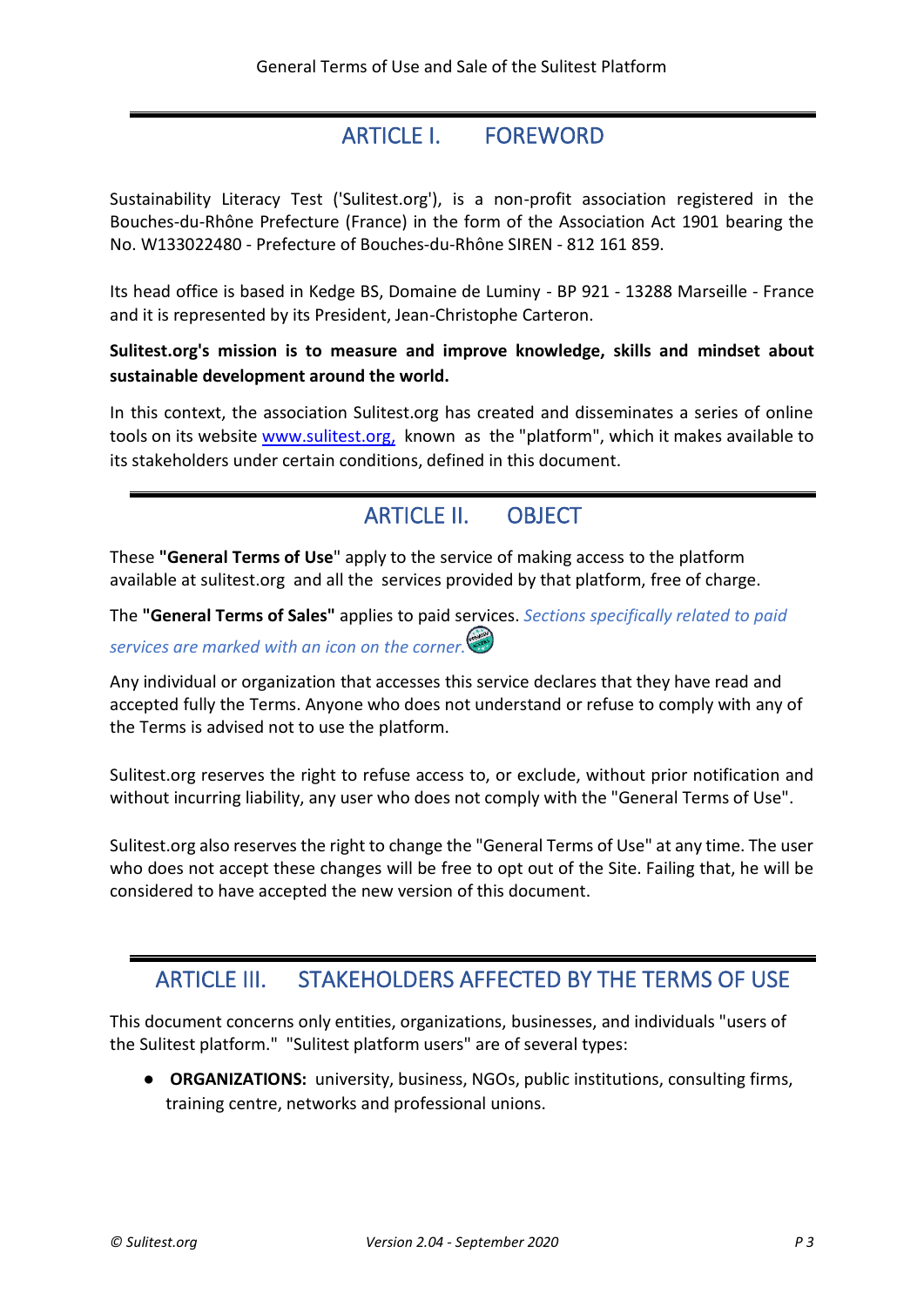## ARTICLE I. FOREWORD

Sustainability Literacy Test ('Sulitest.org'), is a non-profit association registered in the Bouches-du-Rhône Prefecture (France) in the form of the Association Act 1901 bearing the No. W133022480 - Prefecture of Bouches-du-Rhône SIREN - 812 161 859.

Its head office is based in Kedge BS, Domaine de Luminy - BP 921 - 13288 Marseille - France and it is represented by its President, Jean-Christophe Carteron.

**Sulitest.org's mission is to measure and improve knowledge, skills and mindset about sustainable development around the world.**

In this context, the association Sulitest.org has created and disseminates a series of online tools on its website www.sulitest.org, known as the "platform", which it makes available to its stakeholders under certain conditions, defined in this document.

## ARTICLE II. OBJECT

These **"General Terms of Use**" apply to the service of making access to the platform available at sulitest.org and all the services provided by that platform, free of charge.

The **"General Terms of Sales"** applies to paid services. *Sections specifically related to paid services are marked with an icon on the corner.*

Any individual or organization that accesses this service declares that they have read and accepted fully the Terms. Anyone who does not understand or refuse to comply with any of the Terms is advised not to use the platform.

Sulitest.org reserves the right to refuse access to, or exclude, without prior notification and without incurring liability, any user who does not comply with the "General Terms of Use".

Sulitest.org also reserves the right to change the "General Terms of Use" at any time. The user who does not accept these changes will be free to opt out of the Site. Failing that, he will be considered to have accepted the new version of this document.

## ARTICLE III. STAKEHOLDERS AFFECTED BY THE TERMS OF USE

This document concerns only entities, organizations, businesses, and individuals "users of the Sulitest platform." "Sulitest platform users" are of several types:

- **ORGANIZATIONS:** university, business, NGOs, public institutions, consulting firms, training centre, networks and professional unions.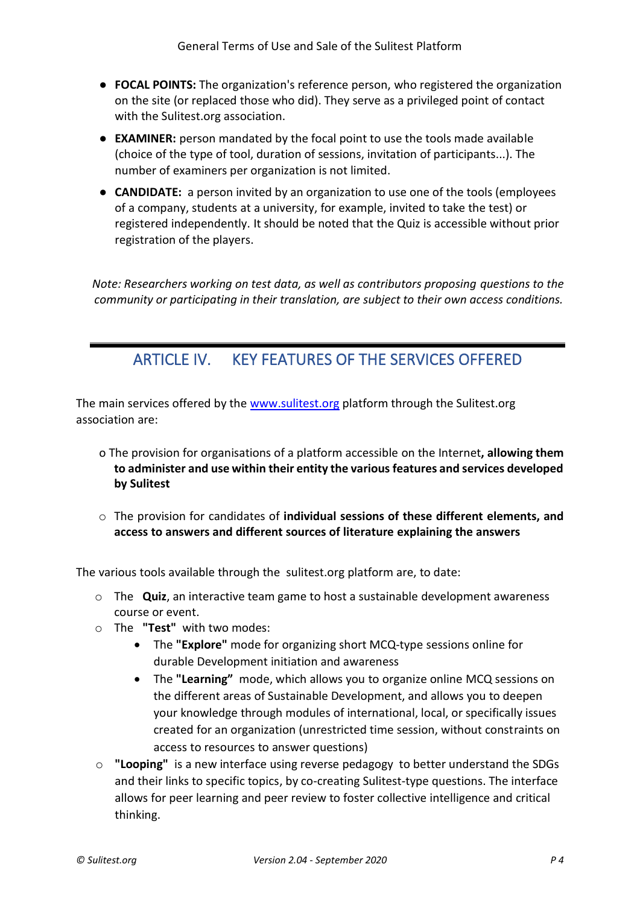- **FOCAL POINTS:** The organization's reference person, who registered the organization on the site (or replaced those who did). They serve as a privileged point of contact with the Sulitest.org association.
- **EXAMINER:** person mandated by the focal point to use the tools made available (choice of the type of tool, duration of sessions, invitation of participants...). The number of examiners per organization is not limited.
- **CANDIDATE:** a person invited by an organization to use one of the tools (employees of a company, students at a university, for example, invited to take the test) or registered independently. It should be noted that the Quiz is accessible without prior registration of the players.

*Note: Researchers working on test data, as well as contributors proposing questions to the community or participating in their translation, are subject to their own access conditions.*

## ARTICLE IV. KEY FEATURES OF THE SERVICES OFFERED

The main services offered by the www.sulitest.org platform through the Sulitest.org association are:

- The provision for organisations of a platform accessible on the Internet**, allowing them to administer and use within their entity the various features and services developed by Sulitest**
- The provision for candidates of **individual sessions of these different elements, and access to answers and different sources of literature explaining the answers**

The various tools available through the sulitest.org platform are, to date:

- The **Quiz**, an interactive team game to host a sustainable development awareness course or event.
- The **"Test"** with two modes:
  - The **"Explore"** mode for organizing short MCQ-type sessions online for durable Development initiation and awareness
  - The **"Learning"** mode, which allows you to organize online MCQ sessions on the different areas of Sustainable Development, and allows you to deepen your knowledge through modules of international, local, or specifically issues created for an organization (unrestricted time session, without constraints on access to resources to answer questions)
- **"Looping"** is a new interface using reverse pedagogy to better understand the SDGs and their links to specific topics, by co-creating Sulitest-type questions. The interface allows for peer learning and peer review to foster collective intelligence and critical thinking.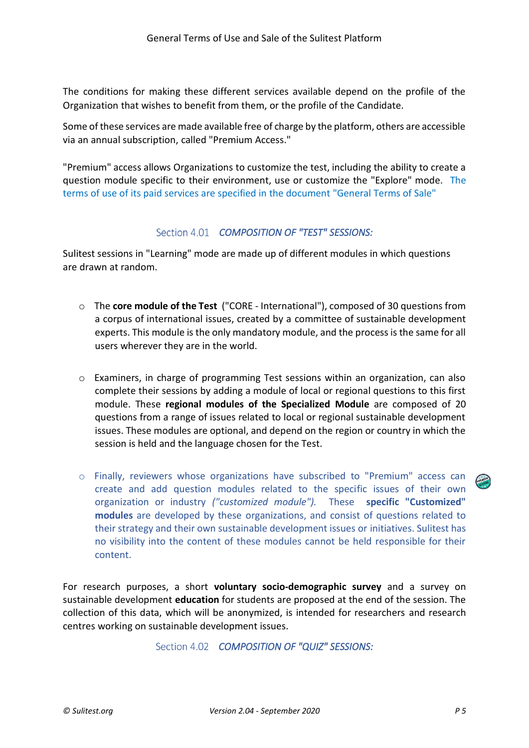The conditions for making these different services available depend on the profile of the Organization that wishes to benefit from them, or the profile of the Candidate.

Some of these services are made available free of charge by the platform, others are accessible via an annual subscription, called "Premium Access."

"Premium" access allows Organizations to customize the test, including the ability to create a question module specific to their environment, use or customize the "Explore" mode. The terms of use of its paid services are specified in the document "General Terms of Sale"

### Section 4.01 *COMPOSITION OF "TEST" SESSIONS:*

Sulitest sessions in "Learning" mode are made up of different modules in which questions are drawn at random.

- The **core module of the Test** ("CORE - International"), composed of 30 questions from a corpus of international issues, created by a committee of sustainable development experts. This module is the only mandatory module, and the process is the same for all users wherever they are in the world.

- Examiners, in charge of programming Test sessions within an organization, can also complete their sessions by adding a module of local or regional questions to this first module. These **regional modules of the Specialized Module** are composed of 20 questions from a range of issues related to local or regional sustainable development issues. These modules are optional, and depend on the region or country in which the session is held and the language chosen for the Test.

- Finally, reviewers whose organizations have subscribed to "Premium" access can create and add question modules related to the specific issues of their own organization or industry *("customized module").* These **specific "Customized" modules** are developed by these organizations, and consist of questions related to their strategy and their own sustainable development issues or initiatives. Sulitest has no visibility into the content of these modules cannot be held responsible for their content.

For research purposes, a short **voluntary socio-demographic survey** and a survey on sustainable development **education** for students are proposed at the end of the session. The collection of this data, which will be anonymized, is intended for researchers and research centres working on sustainable development issues.

### Section 4.02 *COMPOSITION OF "QUIZ" SESSIONS:*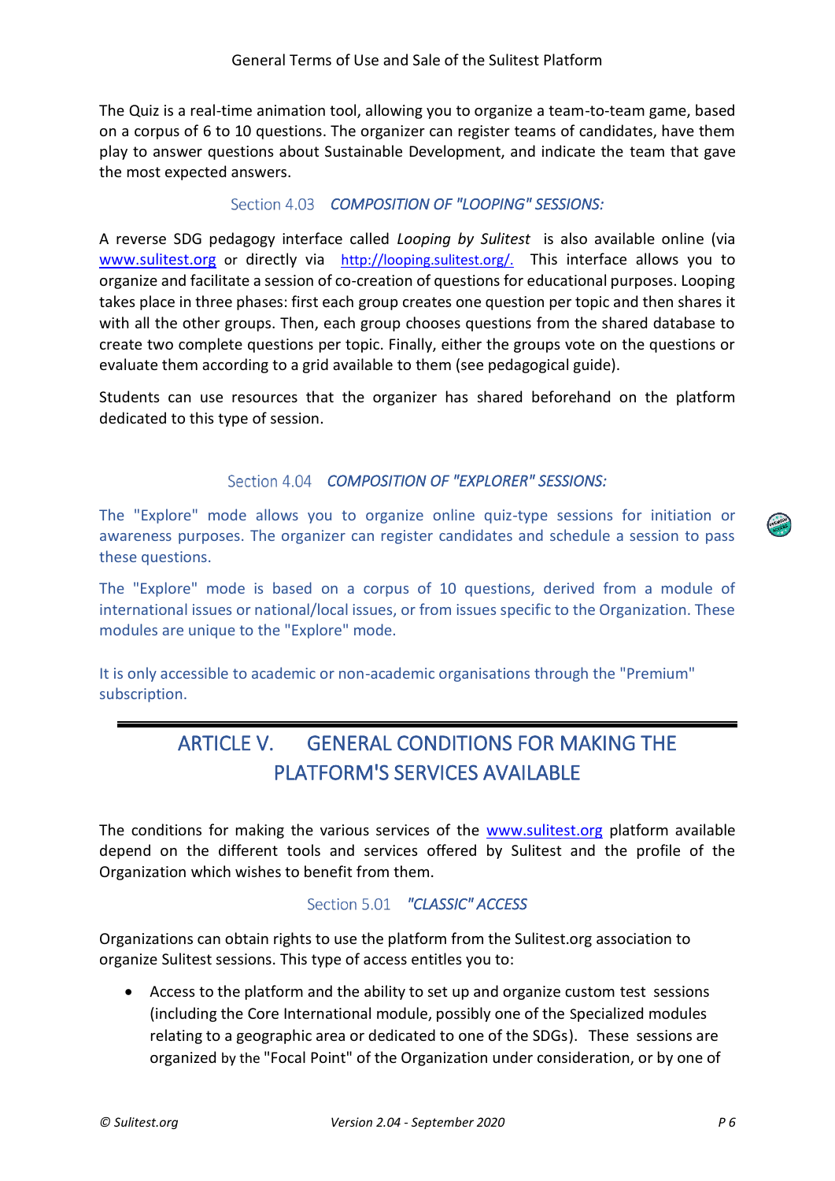The Quiz is a real-time animation tool, allowing you to organize a team-to-team game, based on a corpus of 6 to 10 questions. The organizer can register teams of candidates, have them play to answer questions about Sustainable Development, and indicate the team that gave the most expected answers.

### Section 4.03 *COMPOSITION OF "LOOPING" SESSIONS:*

A reverse SDG pedagogy interface called *Looping by Sulitest* is also available online (via [www.sulitest.org](www.sulitest.org) or directly via [http://looping.sulitest.org/](http://looping.sulitest.org/). This interface allows you to organize and facilitate a session of co-creation of questions for educational purposes. Looping takes place in three phases: first each group creates one question per topic and then shares it with all the other groups. Then, each group chooses questions from the shared database to create two complete questions per topic. Finally, either the groups vote on the questions or evaluate them according to a grid available to them (see pedagogical guide).

Students can use resources that the organizer has shared beforehand on the platform dedicated to this type of session.

### Section 4.04 *COMPOSITION OF "EXPLORER" SESSIONS:*

The "Explore" mode allows you to organize online quiz-type sessions for initiation or awareness purposes. The organizer can register candidates and schedule a session to pass these questions.

The "Explore" mode is based on a corpus of 10 questions, derived from a module of international issues or national/local issues, or from issues specific to the Organization. These modules are unique to the "Explore" mode.

It is only accessible to academic or non-academic organisations through the "Premium" subscription.

## ARTICLE V. GENERAL CONDITIONS FOR MAKING THE PLATFORM'S SERVICES AVAILABLE

The conditions for making the various services of the [www.sulitest.org](www.sulitest.org) platform available depend on the different tools and services offered by Sulitest and the profile of the Organization which wishes to benefit from them.

### Section 5.01 *"CLASSIC" ACCESS*

Organizations can obtain rights to use the platform from the Sulitest.org association to organize Sulitest sessions. This type of access entitles you to:

- Access to the platform and the ability to set up and organize custom test sessions (including the Core International module, possibly one of the Specialized modules relating to a geographic area or dedicated to one of the SDGs). These sessions are organized by the "Focal Point" of the Organization under consideration, or by one of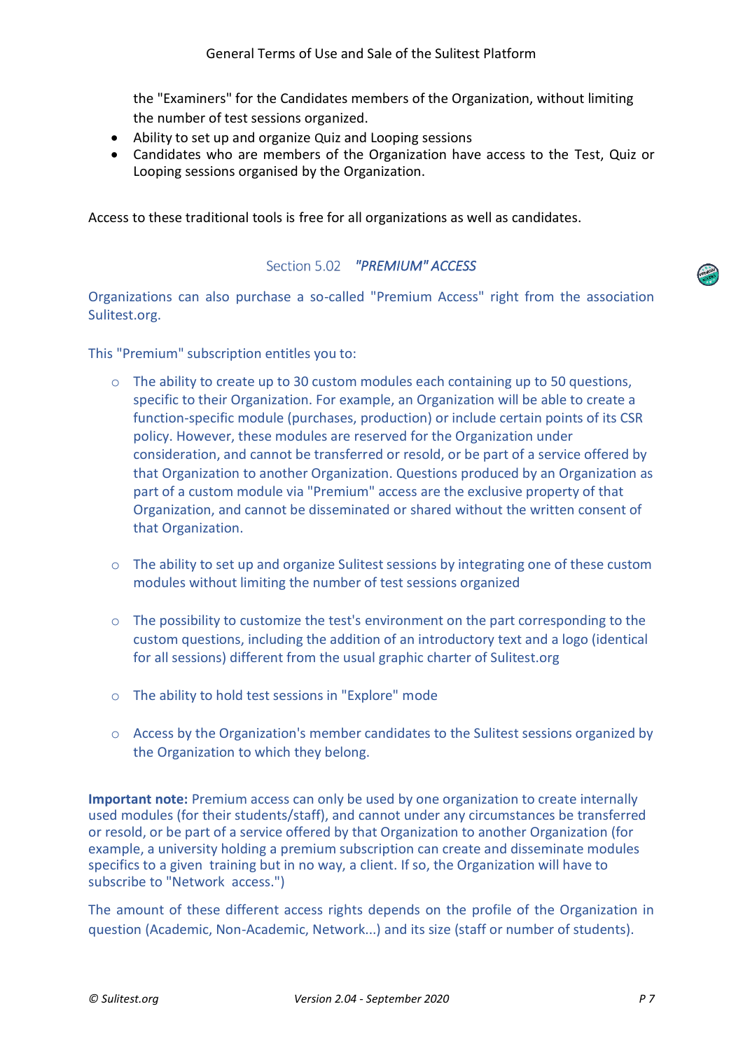the "Examiners" for the Candidates members of the Organization, without limiting the number of test sessions organized.

- Ability to set up and organize Quiz and Looping sessions
- Candidates who are members of the Organization have access to the Test, Quiz or Looping sessions organised by the Organization.

Access to these traditional tools is free for all organizations as well as candidates.

### Section 5.02 *"PREMIUM" ACCESS*

Organizations can also purchase a so-called "Premium Access" right from the association Sulitest.org.

This "Premium" subscription entitles you to:

- The ability to create up to 30 custom modules each containing up to 50 questions, specific to their Organization. For example, an Organization will be able to create a function-specific module (purchases, production) or include certain points of its CSR policy. However, these modules are reserved for the Organization under consideration, and cannot be transferred or resold, or be part of a service offered by that Organization to another Organization. Questions produced by an Organization as part of a custom module via "Premium" access are the exclusive property of that Organization, and cannot be disseminated or shared without the written consent of that Organization.

- The ability to set up and organize Sulitest sessions by integrating one of these custom modules without limiting the number of test sessions organized

- The possibility to customize the test's environment on the part corresponding to the custom questions, including the addition of an introductory text and a logo (identical for all sessions) different from the usual graphic charter of Sulitest.org

- The ability to hold test sessions in "Explore" mode

- Access by the Organization's member candidates to the Sulitest sessions organized by the Organization to which they belong.

**Important note:** Premium access can only be used by one organization to create internally used modules (for their students/staff), and cannot under any circumstances be transferred or resold, or be part of a service offered by that Organization to another Organization (for example, a university holding a premium subscription can create and disseminate modules specifics to a given training but in no way, a client. If so, the Organization will have to subscribe to "Network access.")

The amount of these different access rights depends on the profile of the Organization in question (Academic, Non-Academic, Network...) and its size (staff or number of students).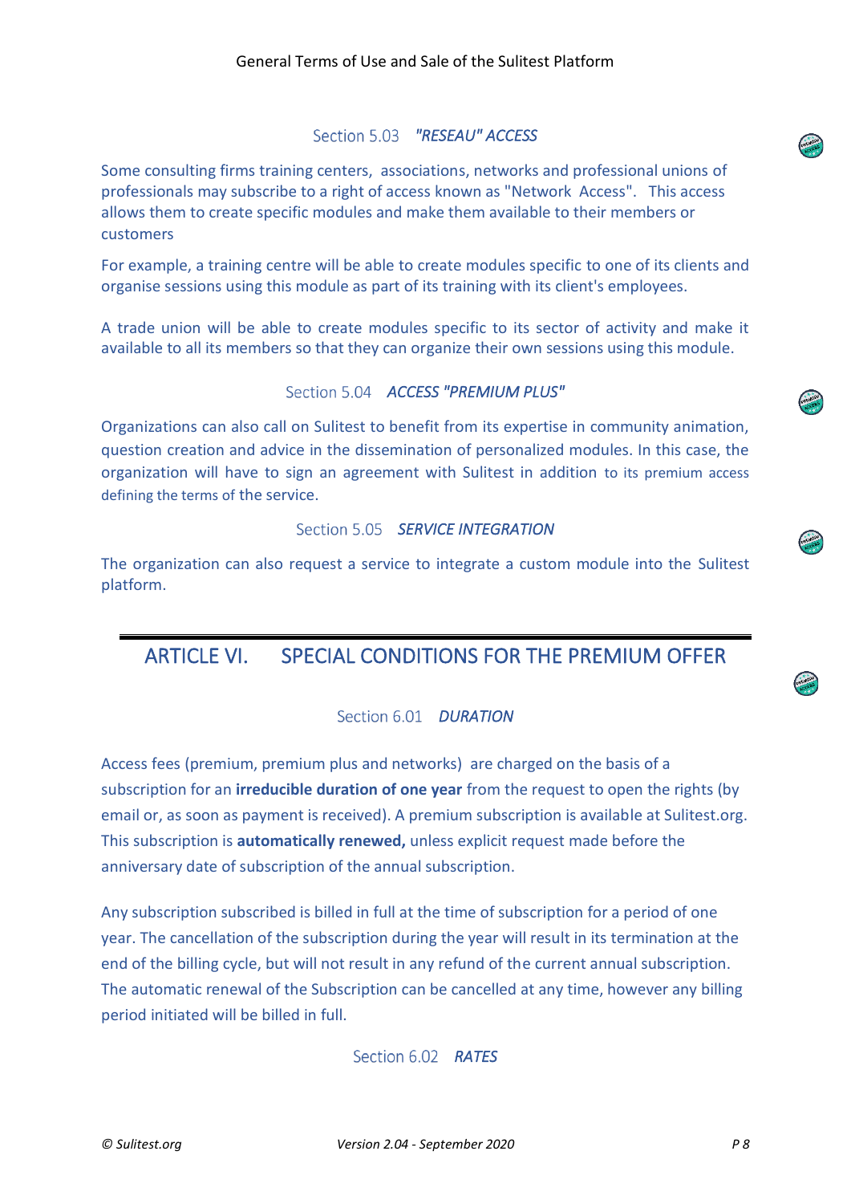### Section 5.03 *"RESEAU" ACCESS*

Some consulting firms training centers, associations, networks and professional unions of professionals may subscribe to a right of access known as "Network Access". This access allows them to create specific modules and make them available to their members or customers

For example, a training centre will be able to create modules specific to one of its clients and organise sessions using this module as part of its training with its client's employees.

A trade union will be able to create modules specific to its sector of activity and make it available to all its members so that they can organize their own sessions using this module.

### Section 5.04 *ACCESS "PREMIUM PLUS"*

Organizations can also call on Sulitest to benefit from its expertise in community animation, question creation and advice in the dissemination of personalized modules. In this case, the organization will have to sign an agreement with Sulitest in addition to its premium access defining the terms of the service.

### Section 5.05 *SERVICE INTEGRATION*

The organization can also request a service to integrate a custom module into the Sulitest platform.

## ARTICLE VI. SPECIAL CONDITIONS FOR THE PREMIUM OFFER

### Section 6.01 *DURATION*

Access fees (premium, premium plus and networks) are charged on the basis of a subscription for an **irreducible duration of one year** from the request to open the rights (by email or, as soon as payment is received). A premium subscription is available at Sulitest.org. This subscription is **automatically renewed,** unless explicit request made before the anniversary date of subscription of the annual subscription.

Any subscription subscribed is billed in full at the time of subscription for a period of one year. The cancellation of the subscription during the year will result in its termination at the end of the billing cycle, but will not result in any refund of the current annual subscription. The automatic renewal of the Subscription can be cancelled at any time, however any billing period initiated will be billed in full.

### Section 6.02 *RATES*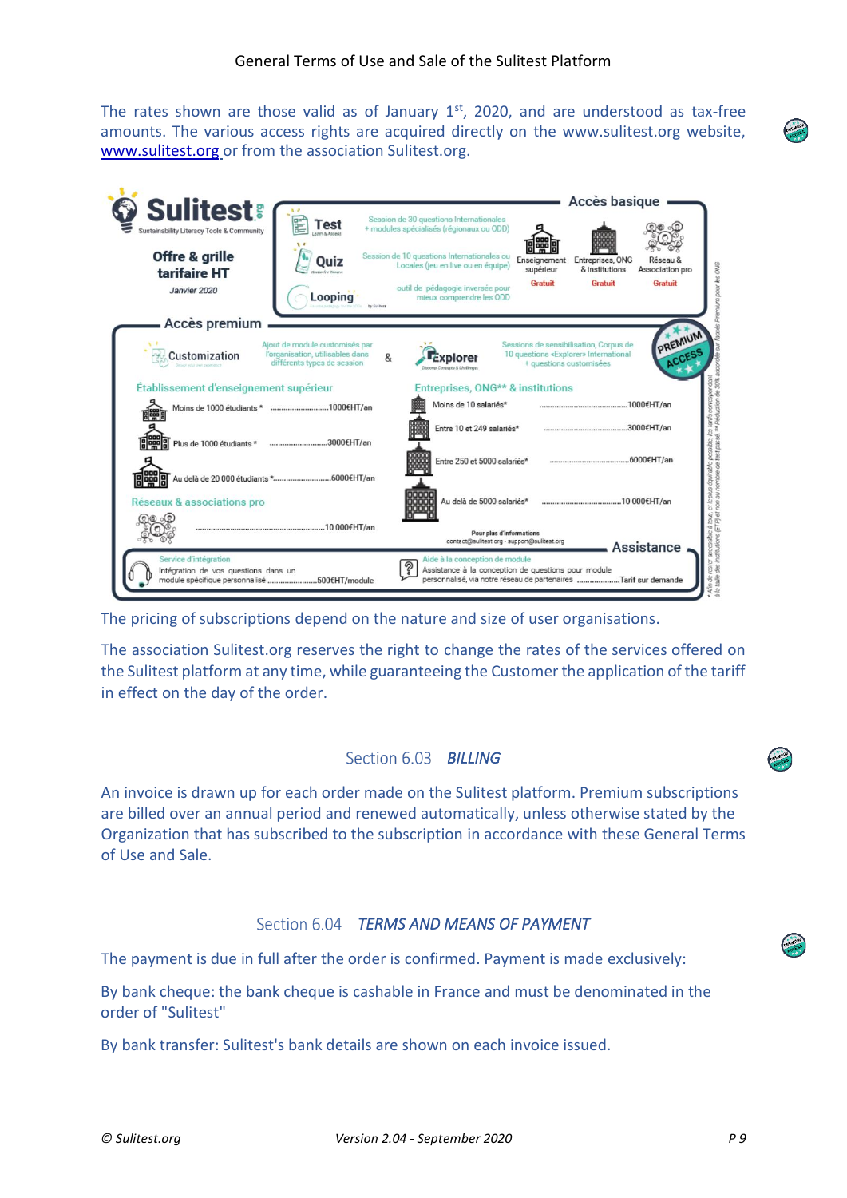The rates shown are those valid as of January 1st, 2020, and are understood as tax-free amounts. The various access rights are acquired directly on the www.sulitest.org website, www.sulitest.org or from the association Sulitest.org.

**Sulitest.org** – Sustainability Literacy Tools & Community

**Offre & grille tarifaire HT**

Janvier 2020

**Accès basique**

| Outil | Description |
|---|---|
| Test | Session de 30 questions Internationales + modules spécialisés (régionaux ou ODD) |
| Quiz | Session de 10 questions Internationales ou Locales (jeu en live ou en équipe) |
| Looping | outil de pédagogie inversée pour mieux comprendre les ODD |

| Enseignement supérieur | Entreprises, ONG & institutions | Réseau & Association pro |
|---|---|---|
| Gratuit | Gratuit | Gratuit |

**Accès premium**

Customization: Ajout de module customisés par l'organisation, utilisables dans différents types de session

&

Explorer: Sessions de sensibilisation, Corpus de 10 questions «Explorer» International + questions customisées

**Établissement d'enseignement supérieur**

| | |
|---|---|
| Moins de 1000 étudiants * | 1000€HT/an |
| Plus de 1000 étudiants * | 3000€HT/an |
| Au delà de 20 000 étudiants * | 6000€HT/an |

**Entreprises, ONG** & institutions**

| | |
|---|---|
| Moins de 10 salariés* | 1000€HT/an |
| Entre 10 et 249 salariés* | 3000€HT/an |
| Entre 250 et 5000 salariés* | 6000€HT/an |
| Au delà de 5000 salariés* | 10 000€HT/an |

**Réseaux & associations pro**

| | |
|---|---|
| Réseaux & associations pro | 10 000€HT/an |

Pour plus d'informations contact@sulitest.org - support@sulitest.org

**Assistance**

| Service | Description | Tarif |
|---|---|---|
| Service d'intégration | Intégration de vos questions dans un module spécifique personnalisé | 500€HT/module |
| Aide à la conception de module | Assistance à la conception de questions pour module personnalisé, via notre réseau de partenaires | Tarif sur demande |

* Afin de rester accessible à tous, et le plus équitable possible, les tarifs correspondent à la taille des institutions (ETP) et non au nombre de test passé. ** Réduction de 30% accordée sur l'accès Premium pour les ONG

The pricing of subscriptions depend on the nature and size of user organisations.

The association Sulitest.org reserves the right to change the rates of the services offered on the Sulitest platform at any time, while guaranteeing the Customer the application of the tariff in effect on the day of the order.

## Section 6.03 *BILLING*

An invoice is drawn up for each order made on the Sulitest platform. Premium subscriptions are billed over an annual period and renewed automatically, unless otherwise stated by the Organization that has subscribed to the subscription in accordance with these General Terms of Use and Sale.

## Section 6.04 *TERMS AND MEANS OF PAYMENT*

The payment is due in full after the order is confirmed. Payment is made exclusively:

By bank cheque: the bank cheque is cashable in France and must be denominated in the order of "Sulitest"

By bank transfer: Sulitest's bank details are shown on each invoice issued.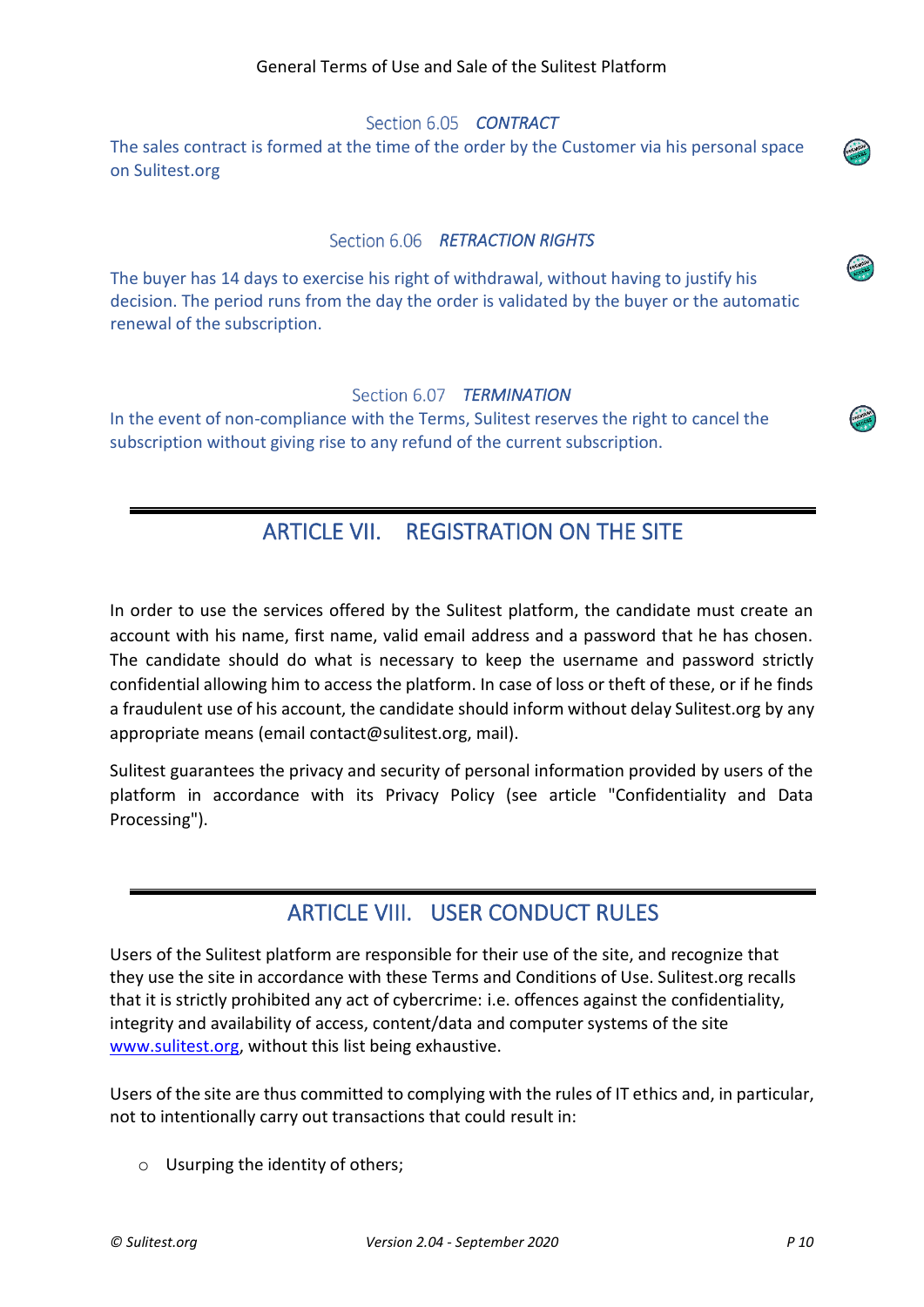### Section 6.05 *CONTRACT*

The sales contract is formed at the time of the order by the Customer via his personal space on Sulitest.org

### Section 6.06 *RETRACTION RIGHTS*

The buyer has 14 days to exercise his right of withdrawal, without having to justify his decision. The period runs from the day the order is validated by the buyer or the automatic renewal of the subscription.

### Section 6.07 *TERMINATION*

In the event of non-compliance with the Terms, Sulitest reserves the right to cancel the subscription without giving rise to any refund of the current subscription.

## ARTICLE VII. REGISTRATION ON THE SITE

In order to use the services offered by the Sulitest platform, the candidate must create an account with his name, first name, valid email address and a password that he has chosen. The candidate should do what is necessary to keep the username and password strictly confidential allowing him to access the platform. In case of loss or theft of these, or if he finds a fraudulent use of his account, the candidate should inform without delay Sulitest.org by any appropriate means (email contact@sulitest.org, mail).

Sulitest guarantees the privacy and security of personal information provided by users of the platform in accordance with its Privacy Policy (see article "Confidentiality and Data Processing").

## ARTICLE VIII. USER CONDUCT RULES

Users of the Sulitest platform are responsible for their use of the site, and recognize that they use the site in accordance with these Terms and Conditions of Use. Sulitest.org recalls that it is strictly prohibited any act of cybercrime: i.e. offences against the confidentiality, integrity and availability of access, content/data and computer systems of the site [www.sulitest.org](www.sulitest.org), without this list being exhaustive.

Users of the site are thus committed to complying with the rules of IT ethics and, in particular, not to intentionally carry out transactions that could result in:

- Usurping the identity of others;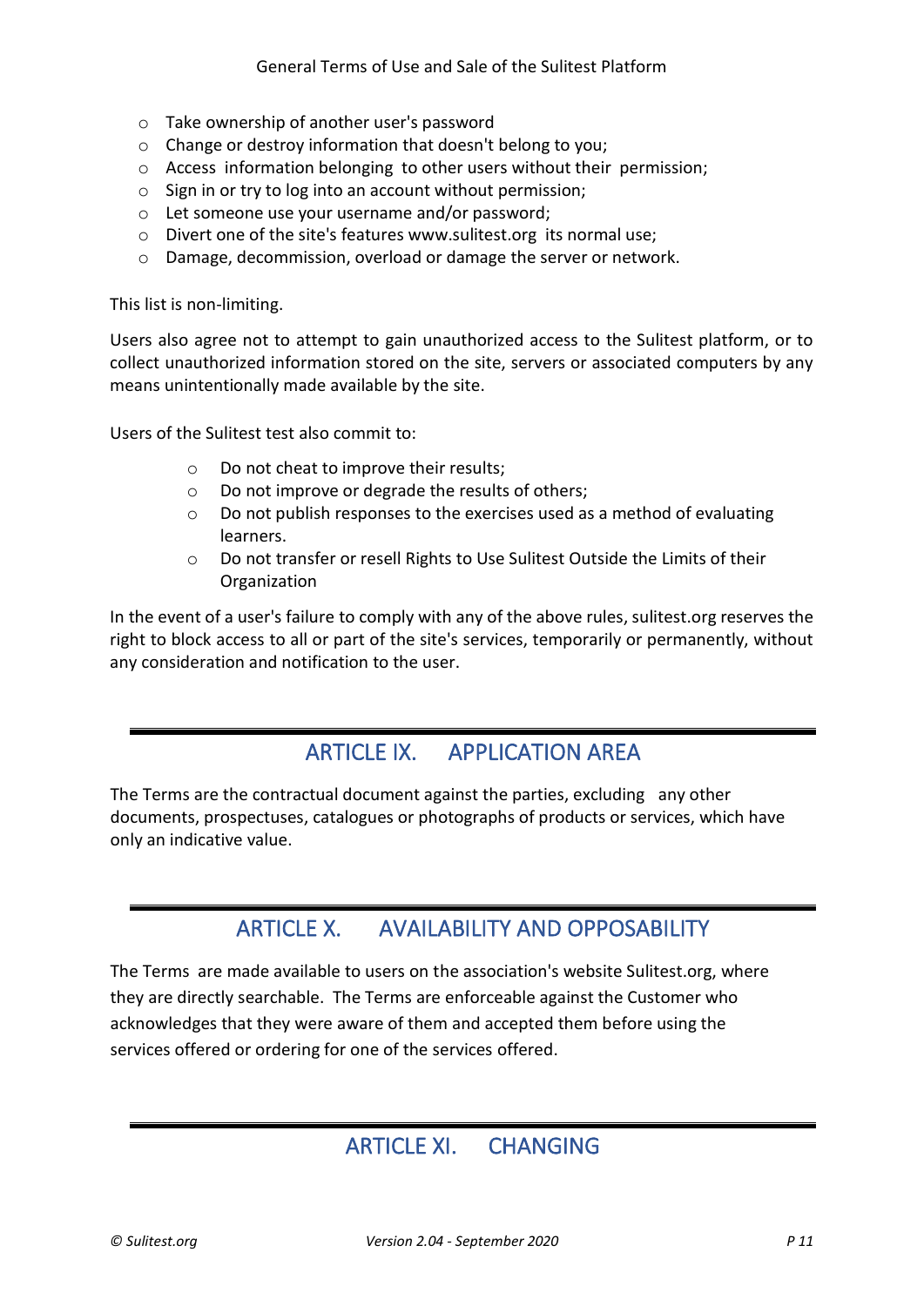- Take ownership of another user's password
- Change or destroy information that doesn't belong to you;
- Access information belonging to other users without their permission;
- Sign in or try to log into an account without permission;
- Let someone use your username and/or password;
- Divert one of the site's features www.sulitest.org its normal use;
- Damage, decommission, overload or damage the server or network.

This list is non-limiting.

Users also agree not to attempt to gain unauthorized access to the Sulitest platform, or to collect unauthorized information stored on the site, servers or associated computers by any means unintentionally made available by the site.

Users of the Sulitest test also commit to:

- Do not cheat to improve their results;
- Do not improve or degrade the results of others;
- Do not publish responses to the exercises used as a method of evaluating learners.
- Do not transfer or resell Rights to Use Sulitest Outside the Limits of their Organization

In the event of a user's failure to comply with any of the above rules, sulitest.org reserves the right to block access to all or part of the site's services, temporarily or permanently, without any consideration and notification to the user.

## ARTICLE IX. APPLICATION AREA

The Terms are the contractual document against the parties, excluding any other documents, prospectuses, catalogues or photographs of products or services, which have only an indicative value.

## ARTICLE X. AVAILABILITY AND OPPOSABILITY

The Terms are made available to users on the association's website Sulitest.org, where they are directly searchable. The Terms are enforceable against the Customer who acknowledges that they were aware of them and accepted them before using the services offered or ordering for one of the services offered.

## ARTICLE XI. CHANGING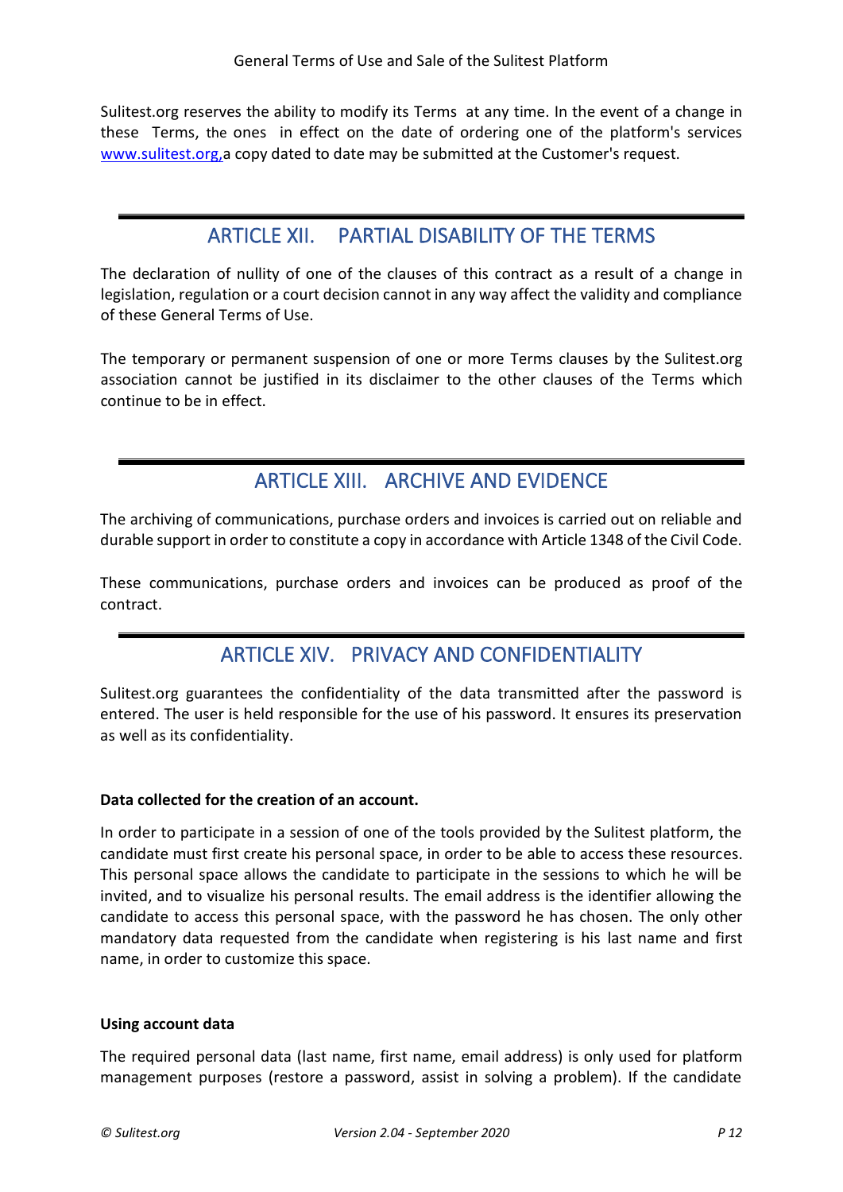Sulitest.org reserves the ability to modify its Terms at any time. In the event of a change in these Terms, the ones in effect on the date of ordering one of the platform's services [www.sulitest.org,](http://www.sulitest.org)a copy dated to date may be submitted at the Customer's request.

## ARTICLE XII. PARTIAL DISABILITY OF THE TERMS

The declaration of nullity of one of the clauses of this contract as a result of a change in legislation, regulation or a court decision cannot in any way affect the validity and compliance of these General Terms of Use.

The temporary or permanent suspension of one or more Terms clauses by the Sulitest.org association cannot be justified in its disclaimer to the other clauses of the Terms which continue to be in effect.

## ARTICLE XIII. ARCHIVE AND EVIDENCE

The archiving of communications, purchase orders and invoices is carried out on reliable and durable support in order to constitute a copy in accordance with Article 1348 of the Civil Code.

These communications, purchase orders and invoices can be produced as proof of the contract.

## ARTICLE XIV. PRIVACY AND CONFIDENTIALITY

Sulitest.org guarantees the confidentiality of the data transmitted after the password is entered. The user is held responsible for the use of his password. It ensures its preservation as well as its confidentiality.

**Data collected for the creation of an account.**

In order to participate in a session of one of the tools provided by the Sulitest platform, the candidate must first create his personal space, in order to be able to access these resources. This personal space allows the candidate to participate in the sessions to which he will be invited, and to visualize his personal results. The email address is the identifier allowing the candidate to access this personal space, with the password he has chosen. The only other mandatory data requested from the candidate when registering is his last name and first name, in order to customize this space.

**Using account data**

The required personal data (last name, first name, email address) is only used for platform management purposes (restore a password, assist in solving a problem). If the candidate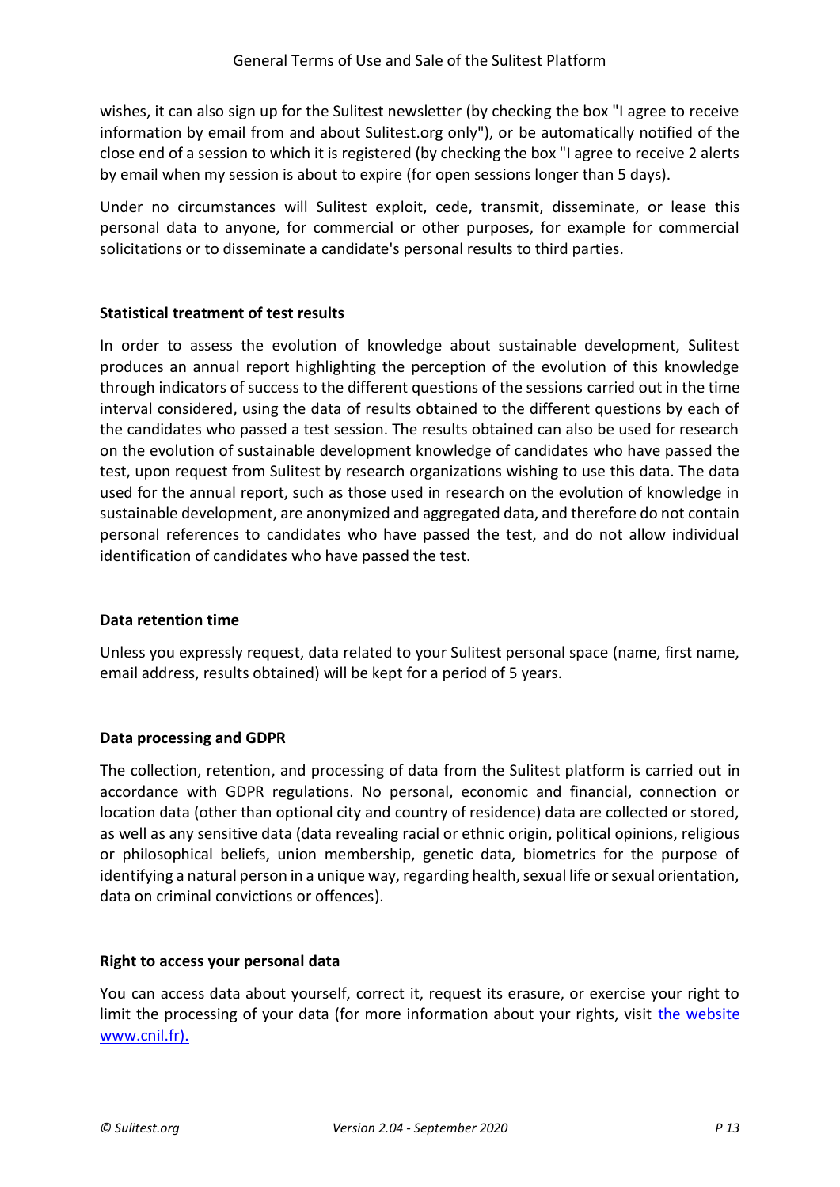wishes, it can also sign up for the Sulitest newsletter (by checking the box "I agree to receive information by email from and about Sulitest.org only"), or be automatically notified of the close end of a session to which it is registered (by checking the box "I agree to receive 2 alerts by email when my session is about to expire (for open sessions longer than 5 days).

Under no circumstances will Sulitest exploit, cede, transmit, disseminate, or lease this personal data to anyone, for commercial or other purposes, for example for commercial solicitations or to disseminate a candidate's personal results to third parties.

**Statistical treatment of test results**

In order to assess the evolution of knowledge about sustainable development, Sulitest produces an annual report highlighting the perception of the evolution of this knowledge through indicators of success to the different questions of the sessions carried out in the time interval considered, using the data of results obtained to the different questions by each of the candidates who passed a test session. The results obtained can also be used for research on the evolution of sustainable development knowledge of candidates who have passed the test, upon request from Sulitest by research organizations wishing to use this data. The data used for the annual report, such as those used in research on the evolution of knowledge in sustainable development, are anonymized and aggregated data, and therefore do not contain personal references to candidates who have passed the test, and do not allow individual identification of candidates who have passed the test.

**Data retention time**

Unless you expressly request, data related to your Sulitest personal space (name, first name, email address, results obtained) will be kept for a period of 5 years.

**Data processing and GDPR**

The collection, retention, and processing of data from the Sulitest platform is carried out in accordance with GDPR regulations. No personal, economic and financial, connection or location data (other than optional city and country of residence) data are collected or stored, as well as any sensitive data (data revealing racial or ethnic origin, political opinions, religious or philosophical beliefs, union membership, genetic data, biometrics for the purpose of identifying a natural person in a unique way, regarding health, sexual life or sexual orientation, data on criminal convictions or offences).

**Right to access your personal data**

You can access data about yourself, correct it, request its erasure, or exercise your right to limit the processing of your data (for more information about your rights, visit [the website www.cnil.fr).](http://www.cnil.fr)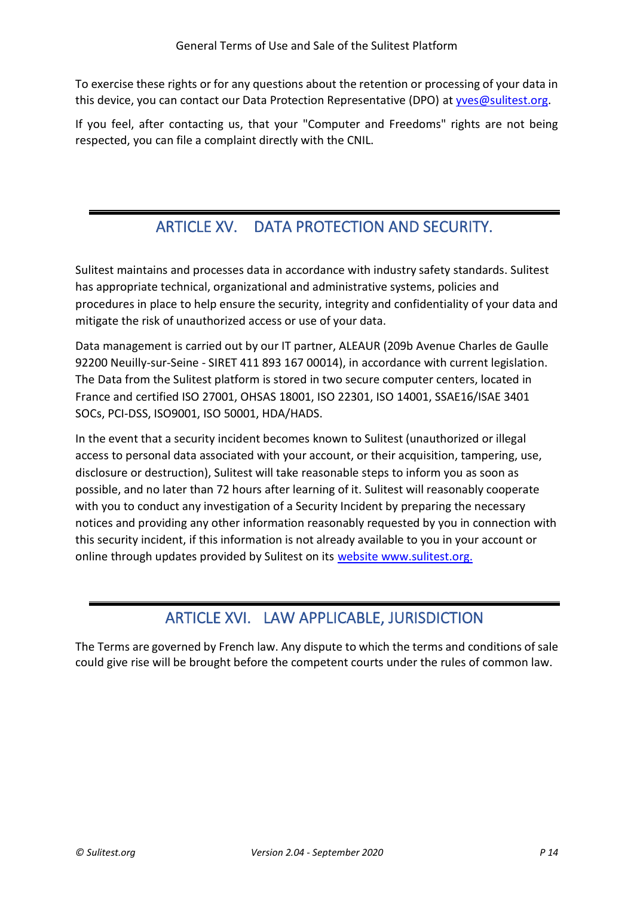To exercise these rights or for any questions about the retention or processing of your data in this device, you can contact our Data Protection Representative (DPO) at [yves@sulitest.org](mailto:yves@sulitest.org).

If you feel, after contacting us, that your "Computer and Freedoms" rights are not being respected, you can file a complaint directly with the CNIL.

## ARTICLE XV. DATA PROTECTION AND SECURITY.

Sulitest maintains and processes data in accordance with industry safety standards. Sulitest has appropriate technical, organizational and administrative systems, policies and procedures in place to help ensure the security, integrity and confidentiality of your data and mitigate the risk of unauthorized access or use of your data.

Data management is carried out by our IT partner, ALEAUR (209b Avenue Charles de Gaulle 92200 Neuilly-sur-Seine - SIRET 411 893 167 00014), in accordance with current legislation. The Data from the Sulitest platform is stored in two secure computer centers, located in France and certified ISO 27001, OHSAS 18001, ISO 22301, ISO 14001, SSAE16/ISAE 3401 SOCs, PCI-DSS, ISO9001, ISO 50001, HDA/HADS.

In the event that a security incident becomes known to Sulitest (unauthorized or illegal access to personal data associated with your account, or their acquisition, tampering, use, disclosure or destruction), Sulitest will take reasonable steps to inform you as soon as possible, and no later than 72 hours after learning of it. Sulitest will reasonably cooperate with you to conduct any investigation of a Security Incident by preparing the necessary notices and providing any other information reasonably requested by you in connection with this security incident, if this information is not already available to you in your account or online through updates provided by Sulitest on its [website www.sulitest.org.](http://www.sulitest.org)

## ARTICLE XVI. LAW APPLICABLE, JURISDICTION

The Terms are governed by French law. Any dispute to which the terms and conditions of sale could give rise will be brought before the competent courts under the rules of common law.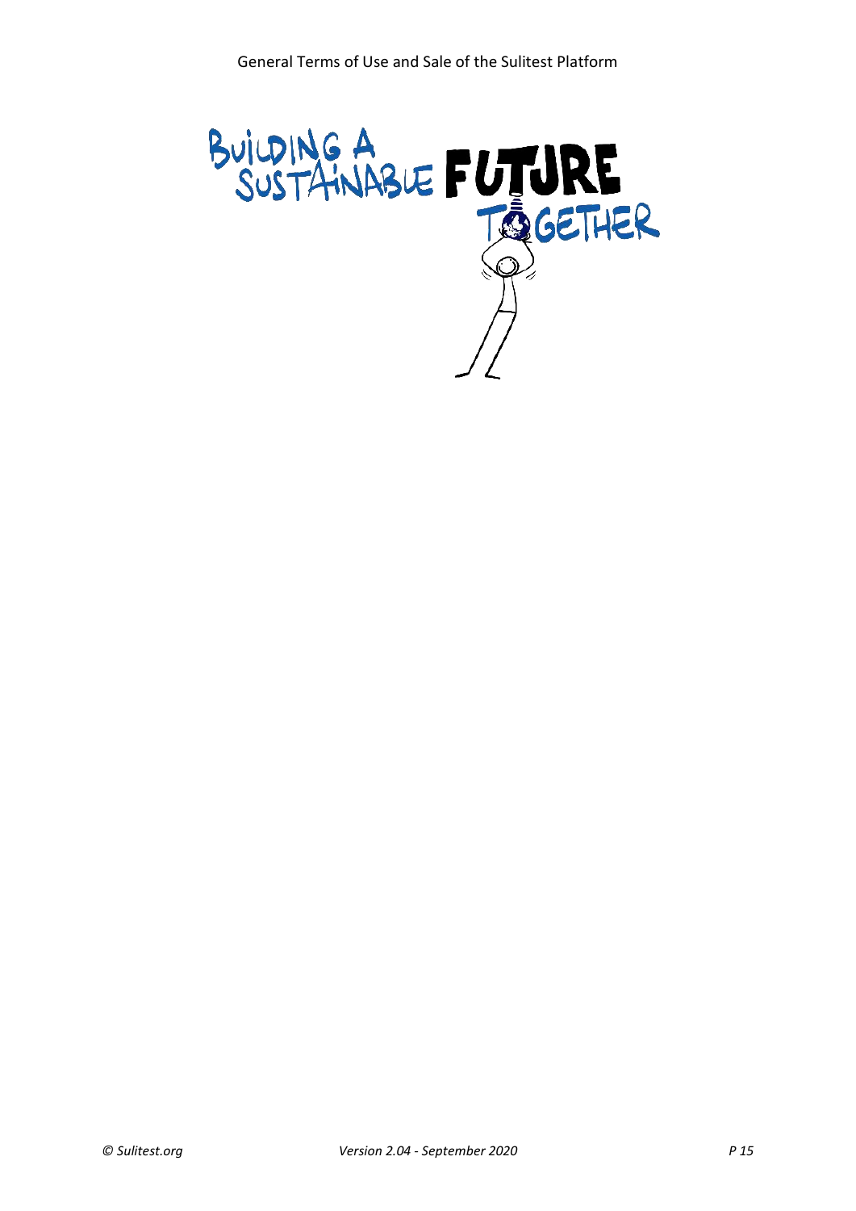BUILDING A SUSTAINABLE FUTURE TOGETHER